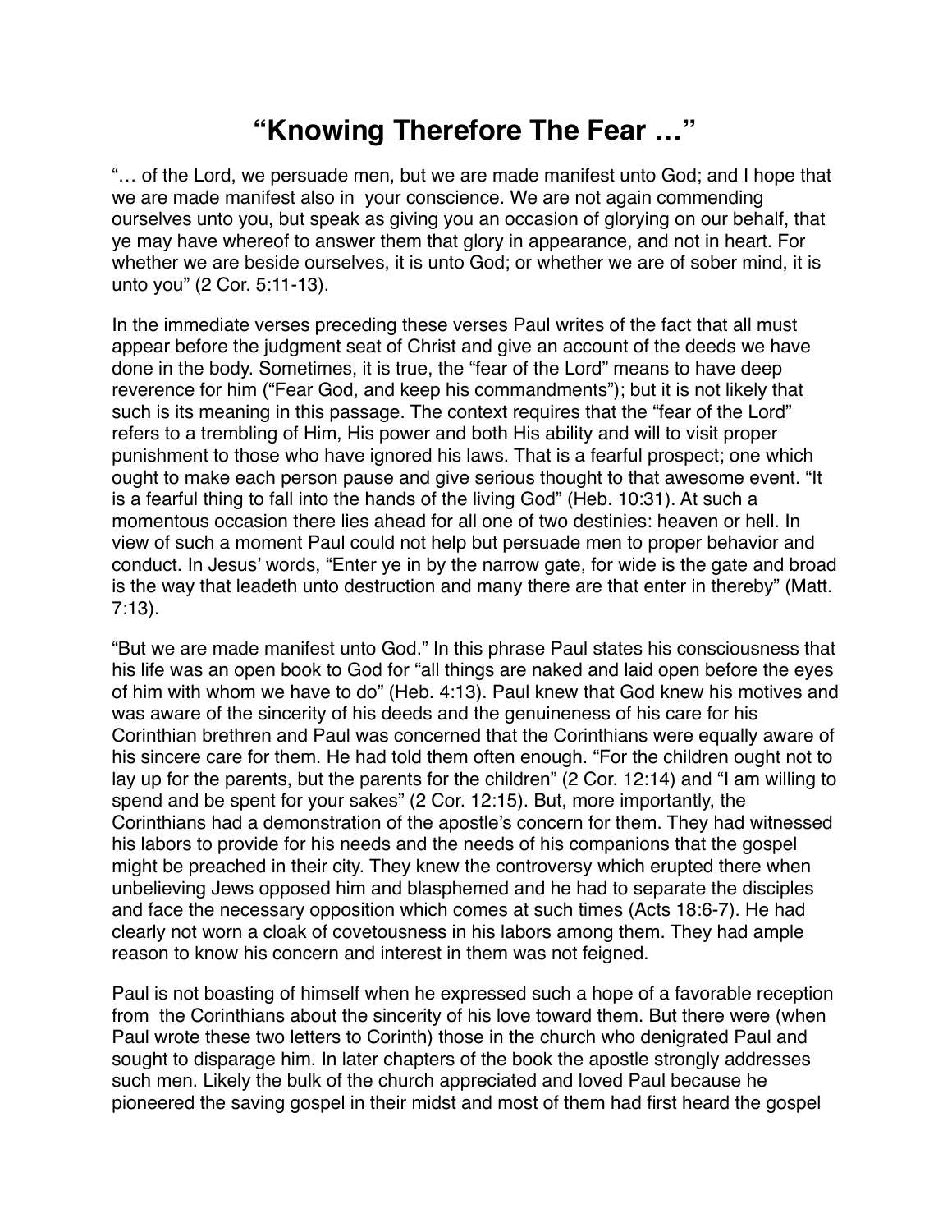# "Knowing Therefore The Fear …"

"… of the Lord, we persuade men, but we are made manifest unto God; and I hope that we are made manifest also in your conscience. We are not again commending ourselves unto you, but speak as giving you an occasion of glorying on our behalf, that ye may have whereof to answer them that glory in appearance, and not in heart. For whether we are beside ourselves, it is unto God; or whether we are of sober mind, it is unto you" (2 Cor. 5:11-13).

In the immediate verses preceding these verses Paul writes of the fact that all must appear before the judgment seat of Christ and give an account of the deeds we have done in the body. Sometimes, it is true, the "fear of the Lord" means to have deep reverence for him ("Fear God, and keep his commandments"); but it is not likely that such is its meaning in this passage. The context requires that the "fear of the Lord" refers to a trembling of Him, His power and both His ability and will to visit proper punishment to those who have ignored his laws. That is a fearful prospect; one which ought to make each person pause and give serious thought to that awesome event. "It is a fearful thing to fall into the hands of the living God" (Heb. 10:31). At such a momentous occasion there lies ahead for all one of two destinies: heaven or hell. In view of such a moment Paul could not help but persuade men to proper behavior and conduct. In Jesus' words, "Enter ye in by the narrow gate, for wide is the gate and broad is the way that leadeth unto destruction and many there are that enter in thereby" (Matt. 7:13).

"But we are made manifest unto God." In this phrase Paul states his consciousness that his life was an open book to God for "all things are naked and laid open before the eyes of him with whom we have to do" (Heb. 4:13). Paul knew that God knew his motives and was aware of the sincerity of his deeds and the genuineness of his care for his Corinthian brethren and Paul was concerned that the Corinthians were equally aware of his sincere care for them. He had told them often enough. "For the children ought not to lay up for the parents, but the parents for the children" (2 Cor. 12:14) and "I am willing to spend and be spent for your sakes" (2 Cor. 12:15). But, more importantly, the Corinthians had a demonstration of the apostle's concern for them. They had witnessed his labors to provide for his needs and the needs of his companions that the gospel might be preached in their city. They knew the controversy which erupted there when unbelieving Jews opposed him and blasphemed and he had to separate the disciples and face the necessary opposition which comes at such times (Acts 18:6-7). He had clearly not worn a cloak of covetousness in his labors among them. They had ample reason to know his concern and interest in them was not feigned.

Paul is not boasting of himself when he expressed such a hope of a favorable reception from the Corinthians about the sincerity of his love toward them. But there were (when Paul wrote these two letters to Corinth) those in the church who denigrated Paul and sought to disparage him. In later chapters of the book the apostle strongly addresses such men. Likely the bulk of the church appreciated and loved Paul because he pioneered the saving gospel in their midst and most of them had first heard the gospel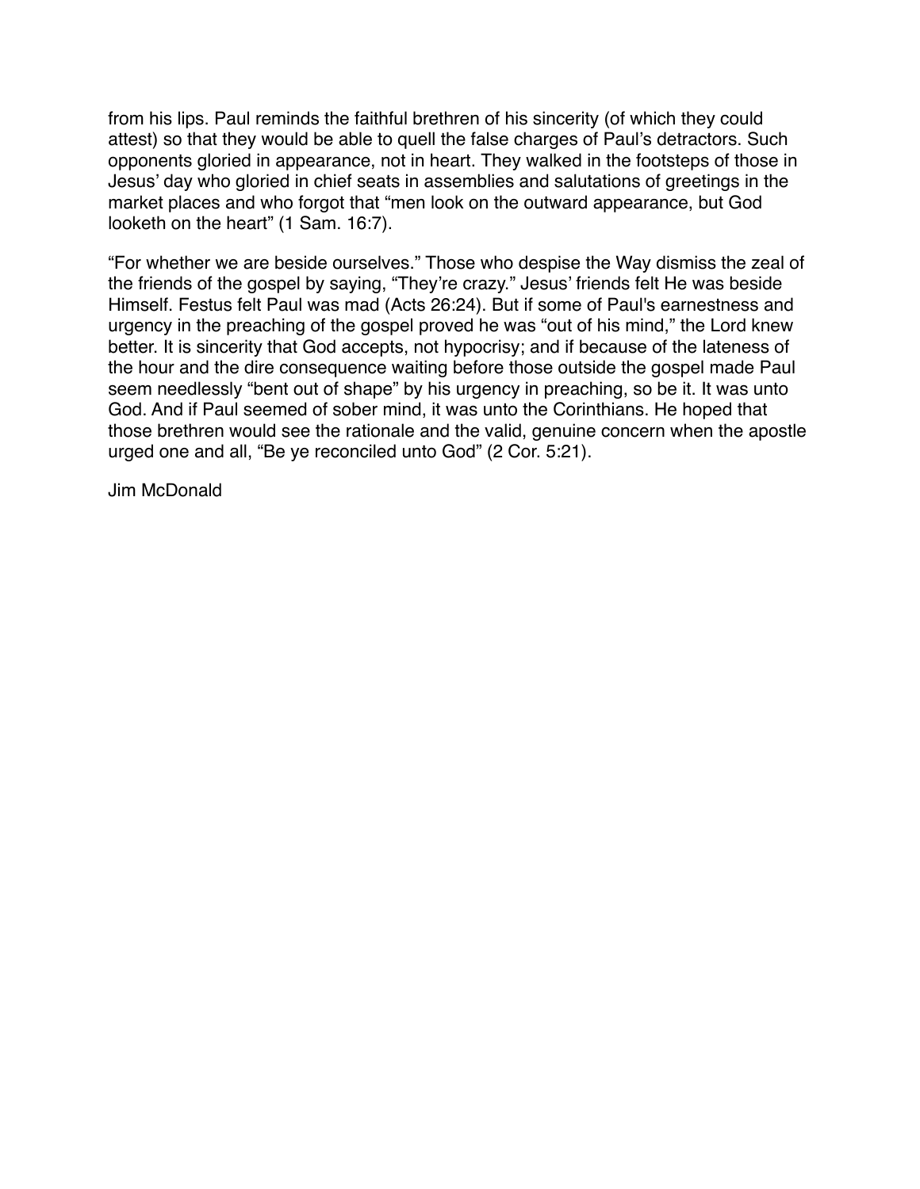from his lips. Paul reminds the faithful brethren of his sincerity (of which they could attest) so that they would be able to quell the false charges of Paul's detractors. Such opponents gloried in appearance, not in heart. They walked in the footsteps of those in Jesus' day who gloried in chief seats in assemblies and salutations of greetings in the market places and who forgot that "men look on the outward appearance, but God looketh on the heart" (1 Sam. 16:7).

"For whether we are beside ourselves." Those who despise the Way dismiss the zeal of the friends of the gospel by saying, "They're crazy." Jesus' friends felt He was beside Himself. Festus felt Paul was mad (Acts 26:24). But if some of Paul's earnestness and urgency in the preaching of the gospel proved he was "out of his mind," the Lord knew better. It is sincerity that God accepts, not hypocrisy; and if because of the lateness of the hour and the dire consequence waiting before those outside the gospel made Paul seem needlessly "bent out of shape" by his urgency in preaching, so be it. It was unto God. And if Paul seemed of sober mind, it was unto the Corinthians. He hoped that those brethren would see the rationale and the valid, genuine concern when the apostle urged one and all, "Be ye reconciled unto God" (2 Cor. 5:21).

Jim McDonald